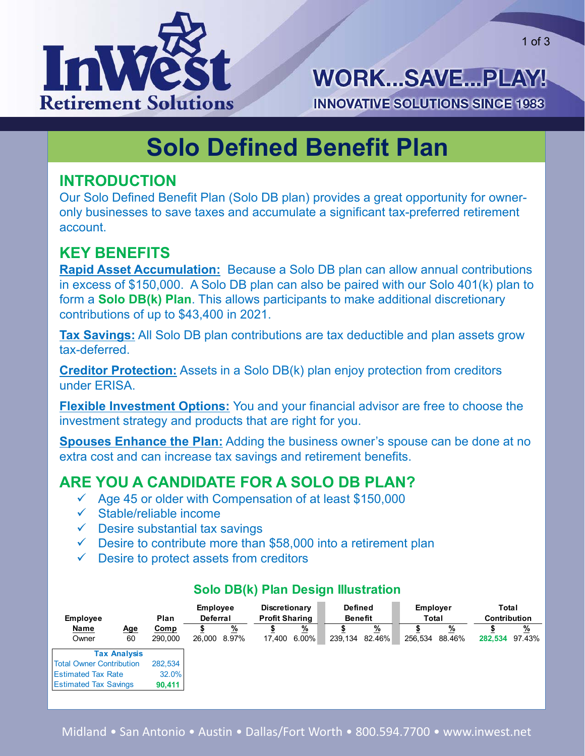InWest Retirement Solutions

WORK...SAVE...PLAY!

INNOVATIVE SOLUTIONS SINCE 1983

# Solo Defined Benefit Plan

## INTRODUCTION

Our Solo Defined Benefit Plan (Solo DB plan) provides a great opportunity for owner-only businesses to save taxes and accumulate a significant tax-preferred retirement account.

## KEY BENEFITS

**Rapid Asset Accumulation:** Because a Solo DB plan can allow annual contributions in excess of $150,000. A Solo DB plan can also be paired with our Solo 401(k) plan to form a **Solo DB(k) Plan**. This allows participants to make additional discretionary contributions of up to $43,400 in 2021.

**Tax Savings:** All Solo DB plan contributions are tax deductible and plan assets grow tax-deferred.

**Creditor Protection:** Assets in a Solo DB(k) plan enjoy protection from creditors under ERISA.

**Flexible Investment Options:** You and your financial advisor are free to choose the investment strategy and products that are right for you.

**Spouses Enhance the Plan:** Adding the business owner's spouse can be done at no extra cost and can increase tax savings and retirement benefits.

## ARE YOU A CANDIDATE FOR A SOLO DB PLAN?

- ✓ Age 45 or older with Compensation of at least $150,000
- ✓ Stable/reliable income
- ✓ Desire substantial tax savings
- ✓ Desire to contribute more than $58,000 into a retirement plan
- ✓ Desire to protect assets from creditors

### Solo DB(k) Plan Design Illustration

| Employee Name | Age | Plan Comp | Employee Deferral $ | Employee Deferral % | Discretionary Profit Sharing $ | Discretionary Profit Sharing % | Defined Benefit $ | Defined Benefit % | Employer Total $ | Employer Total % | Total Contribution $ | Total Contribution % |
|---|---|---|---|---|---|---|---|---|---|---|---|---|
| Owner | 60 | 290,000 | 26,000 | 8.97% | 17,400 | 6.00% | 239,134 | 82.46% | 256,534 | 88.46% | **282,534** | 97.43% |

| Tax Analysis | |
|---|---|
| Total Owner Contribution | 282,534 |
| Estimated Tax Rate | 32.0% |
| Estimated Tax Savings | **90,411** |

Midland • San Antonio • Austin • Dallas/Fort Worth • 800.594.7700 • www.inwest.net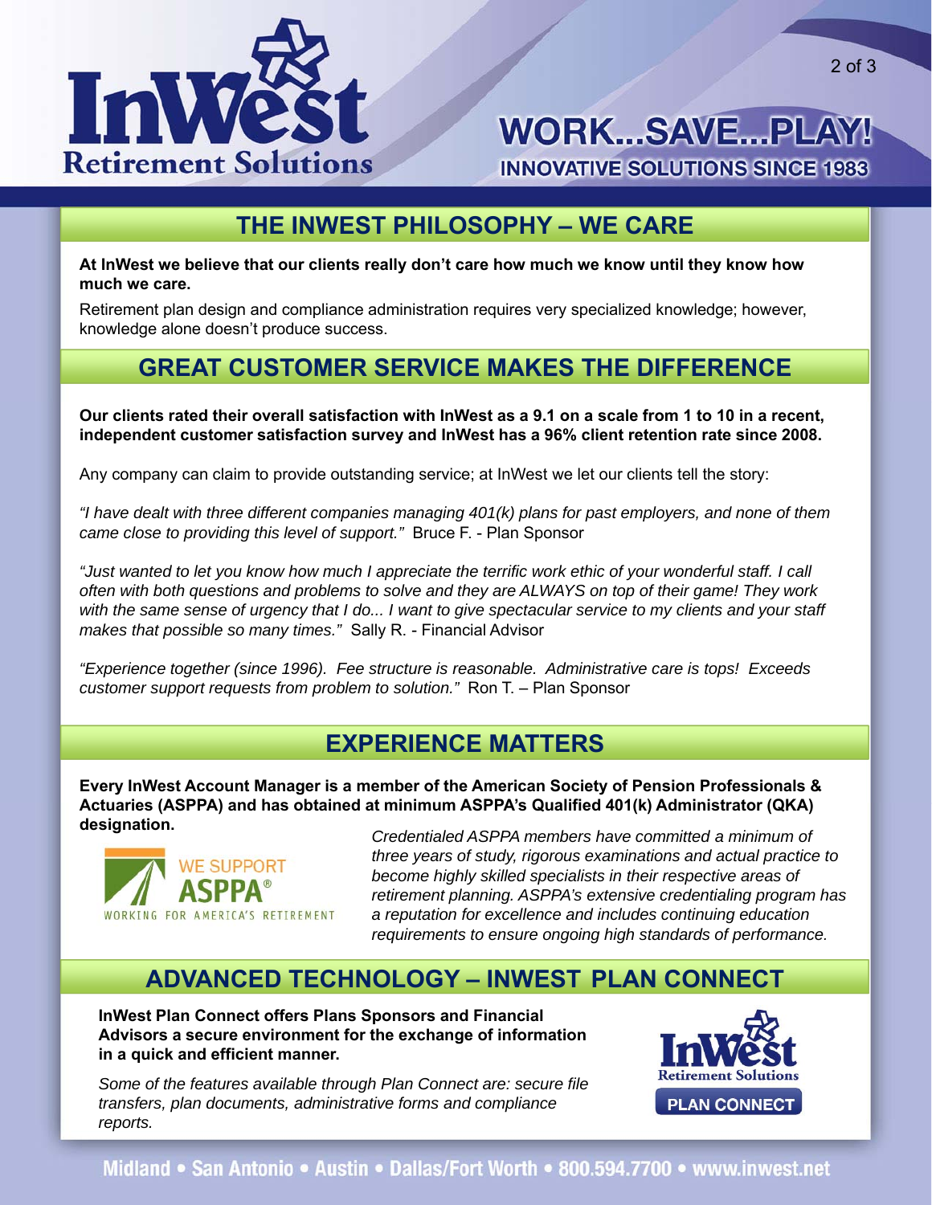# THE INWEST PHILOSOPHY – WE CARE

**At InWest we believe that our clients really don't care how much we know until they know how much we care.**

Retirement plan design and compliance administration requires very specialized knowledge; however, knowledge alone doesn't produce success.

# GREAT CUSTOMER SERVICE MAKES THE DIFFERENCE

**Our clients rated their overall satisfaction with InWest as a 9.1 on a scale from 1 to 10 in a recent, independent customer satisfaction survey and InWest has a 96% client retention rate since 2008.**

Any company can claim to provide outstanding service; at InWest we let our clients tell the story:

*"I have dealt with three different companies managing 401(k) plans for past employers, and none of them came close to providing this level of support."* Bruce F. - Plan Sponsor

*"Just wanted to let you know how much I appreciate the terrific work ethic of your wonderful staff. I call often with both questions and problems to solve and they are ALWAYS on top of their game! They work with the same sense of urgency that I do... I want to give spectacular service to my clients and your staff makes that possible so many times."* Sally R. - Financial Advisor

*"Experience together (since 1996). Fee structure is reasonable. Administrative care is tops! Exceeds customer support requests from problem to solution."* Ron T. – Plan Sponsor

# EXPERIENCE MATTERS

**Every InWest Account Manager is a member of the American Society of Pension Professionals & Actuaries (ASPPA) and has obtained at minimum ASPPA's Qualified 401(k) Administrator (QKA) designation.**

WE SUPPORT ASPPA® WORKING FOR AMERICA'S RETIREMENT

*Credentialed ASPPA members have committed a minimum of three years of study, rigorous examinations and actual practice to become highly skilled specialists in their respective areas of retirement planning. ASPPA's extensive credentialing program has a reputation for excellence and includes continuing education requirements to ensure ongoing high standards of performance.*

# ADVANCED TECHNOLOGY – INWEST PLAN CONNECT

**InWest Plan Connect offers Plans Sponsors and Financial Advisors a secure environment for the exchange of information in a quick and efficient manner.**

*Some of the features available through Plan Connect are: secure file transfers, plan documents, administrative forms and compliance reports.*

InWest Retirement Solutions PLAN CONNECT

Midland • San Antonio • Austin • Dallas/Fort Worth • 800.594.7700 • www.inwest.net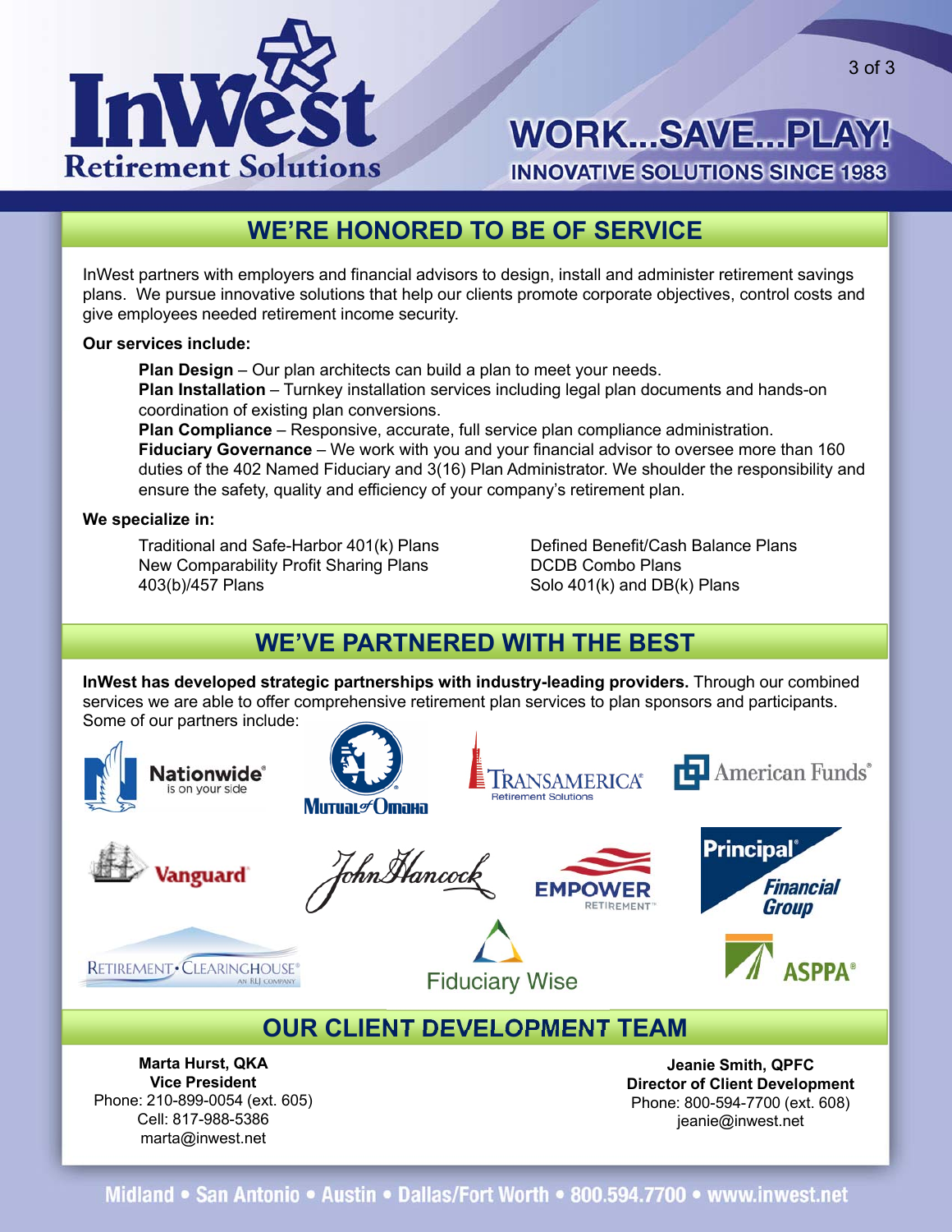# InWest Retirement Solutions

## WORK...SAVE...PLAY!

### INNOVATIVE SOLUTIONS SINCE 1983

## WE'RE HONORED TO BE OF SERVICE

InWest partners with employers and financial advisors to design, install and administer retirement savings plans. We pursue innovative solutions that help our clients promote corporate objectives, control costs and give employees needed retirement income security.

**Our services include:**

**Plan Design** – Our plan architects can build a plan to meet your needs.
**Plan Installation** – Turnkey installation services including legal plan documents and hands-on coordination of existing plan conversions.
**Plan Compliance** – Responsive, accurate, full service plan compliance administration.
**Fiduciary Governance** – We work with you and your financial advisor to oversee more than 160 duties of the 402 Named Fiduciary and 3(16) Plan Administrator. We shoulder the responsibility and ensure the safety, quality and efficiency of your company's retirement plan.

**We specialize in:**

- Traditional and Safe-Harbor 401(k) Plans
- New Comparability Profit Sharing Plans
- 403(b)/457 Plans
- Defined Benefit/Cash Balance Plans
- DCDB Combo Plans
- Solo 401(k) and DB(k) Plans

## WE'VE PARTNERED WITH THE BEST

**InWest has developed strategic partnerships with industry-leading providers.** Through our combined services we are able to offer comprehensive retirement plan services to plan sponsors and participants. Some of our partners include:

Nationwide® is on your side
Mutual of Omaha
Transamerica® Retirement Solutions
American Funds®
Vanguard®
John Hancock
Empower Retirement™
Principal® Financial Group
Retirement Clearinghouse® An RLJ Company
Fiduciary Wise
ASPPA®

## OUR CLIENT DEVELOPMENT TEAM

**Marta Hurst, QKA**
**Vice President**
Phone: 210-899-0054 (ext. 605)
Cell: 817-988-5386
marta@inwest.net

**Jeanie Smith, QPFC**
**Director of Client Development**
Phone: 800-594-7700 (ext. 608)
jeanie@inwest.net

Midland • San Antonio • Austin • Dallas/Fort Worth • 800.594.7700 • www.inwest.net